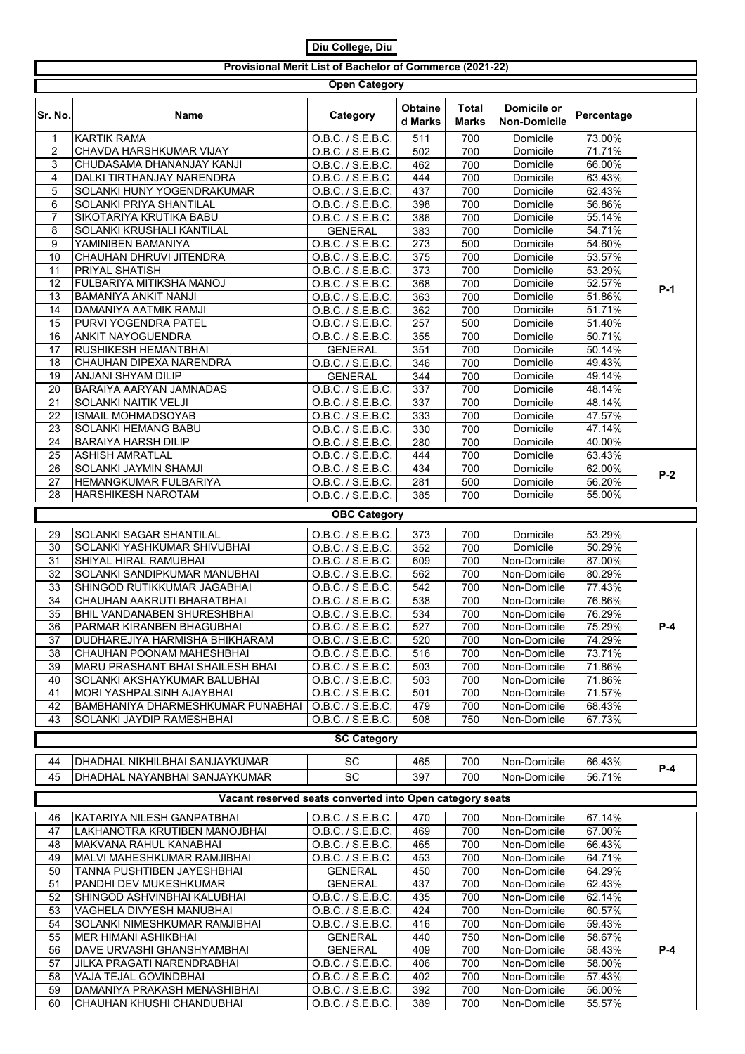**Diu College, Diu**

**Provisional Merit List of Bachelor of Commerce (2021-22)**

**Open Category**

| Sr. No. | Name | Category | Obtained Marks | Total Marks | Domicile or Non-Domicile | Percentage | |
|---|---|---|---|---|---|---|---|
| 1 | KARTIK RAMA | O.B.C. / S.E.B.C. | 511 | 700 | Domicile | 73.00% | P-1 |
| 2 | CHAVDA HARSHKUMAR VIJAY | O.B.C. / S.E.B.C. | 502 | 700 | Domicile | 71.71% | |
| 3 | CHUDASAMA DHANANJAY KANJI | O.B.C. / S.E.B.C. | 462 | 700 | Domicile | 66.00% | |
| 4 | DALKI TIRTHANJAY NARENDRA | O.B.C. / S.E.B.C. | 444 | 700 | Domicile | 63.43% | |
| 5 | SOLANKI HUNY YOGENDRAKUMAR | O.B.C. / S.E.B.C. | 437 | 700 | Domicile | 62.43% | |
| 6 | SOLANKI PRIYA SHANTILAL | O.B.C. / S.E.B.C. | 398 | 700 | Domicile | 56.86% | |
| 7 | SIKOTARIYA KRUTIKA BABU | O.B.C. / S.E.B.C. | 386 | 700 | Domicile | 55.14% | |
| 8 | SOLANKI KRUSHALI KANTILAL | GENERAL | 383 | 700 | Domicile | 54.71% | |
| 9 | YAMINIBEN BAMANIYA | O.B.C. / S.E.B.C. | 273 | 500 | Domicile | 54.60% | |
| 10 | CHAUHAN DHRUVI JITENDRA | O.B.C. / S.E.B.C. | 375 | 700 | Domicile | 53.57% | |
| 11 | PRIYAL SHATISH | O.B.C. / S.E.B.C. | 373 | 700 | Domicile | 53.29% | |
| 12 | FULBARIYA MITIKSHA MANOJ | O.B.C. / S.E.B.C. | 368 | 700 | Domicile | 52.57% | |
| 13 | BAMANIYA ANKIT NANJI | O.B.C. / S.E.B.C. | 363 | 700 | Domicile | 51.86% | |
| 14 | DAMANIYA AATMIK RAMJI | O.B.C. / S.E.B.C. | 362 | 700 | Domicile | 51.71% | |
| 15 | PURVI YOGENDRA PATEL | O.B.C. / S.E.B.C. | 257 | 500 | Domicile | 51.40% | |
| 16 | ANKIT NAYOGUENDRA | O.B.C. / S.E.B.C. | 355 | 700 | Domicile | 50.71% | |
| 17 | RUSHIKESH HEMANTBHAI | GENERAL | 351 | 700 | Domicile | 50.14% | |
| 18 | CHAUHAN DIPEXA NARENDRA | O.B.C. / S.E.B.C. | 346 | 700 | Domicile | 49.43% | |
| 19 | ANJANI SHYAM DILIP | GENERAL | 344 | 700 | Domicile | 49.14% | |
| 20 | BARAIYA AARYAN JAMNADAS | O.B.C. / S.E.B.C. | 337 | 700 | Domicile | 48.14% | |
| 21 | SOLANKI NAITIK VELJI | O.B.C. / S.E.B.C. | 337 | 700 | Domicile | 48.14% | |
| 22 | ISMAIL MOHMADSOYAB | O.B.C. / S.E.B.C. | 333 | 700 | Domicile | 47.57% | |
| 23 | SOLANKI HEMANG BABU | O.B.C. / S.E.B.C. | 330 | 700 | Domicile | 47.14% | |
| 24 | BARAIYA HARSH DILIP | O.B.C. / S.E.B.C. | 280 | 700 | Domicile | 40.00% | |
| 25 | ASHISH AMRATLAL | O.B.C. / S.E.B.C. | 444 | 700 | Domicile | 63.43% | P-2 |
| 26 | SOLANKI JAYMIN SHAMJI | O.B.C. / S.E.B.C. | 434 | 700 | Domicile | 62.00% | |
| 27 | HEMANGKUMAR FULBARIYA | O.B.C. / S.E.B.C. | 281 | 500 | Domicile | 56.20% | |
| 28 | HARSHIKESH NAROTAM | O.B.C. / S.E.B.C. | 385 | 700 | Domicile | 55.00% | |

**OBC Category**

| Sr. No. | Name | Category | Obtained Marks | Total Marks | Domicile or Non-Domicile | Percentage | |
|---|---|---|---|---|---|---|---|
| 29 | SOLANKI SAGAR SHANTILAL | O.B.C. / S.E.B.C. | 373 | 700 | Domicile | 53.29% | P-4 |
| 30 | SOLANKI YASHKUMAR SHIVUBHAI | O.B.C. / S.E.B.C. | 352 | 700 | Domicile | 50.29% | |
| 31 | SHIYAL HIRAL RAMUBHAI | O.B.C. / S.E.B.C. | 609 | 700 | Non-Domicile | 87.00% | |
| 32 | SOLANKI SANDIPKUMAR MANUBHAI | O.B.C. / S.E.B.C. | 562 | 700 | Non-Domicile | 80.29% | |
| 33 | SHINGOD RUTIKKUMAR JAGABHAI | O.B.C. / S.E.B.C. | 542 | 700 | Non-Domicile | 77.43% | |
| 34 | CHAUHAN AAKRUTI BHARATBHAI | O.B.C. / S.E.B.C. | 538 | 700 | Non-Domicile | 76.86% | |
| 35 | BHIL VANDANABEN SHURESHBHAI | O.B.C. / S.E.B.C. | 534 | 700 | Non-Domicile | 76.29% | |
| 36 | PARMAR KIRANBEN BHAGUBHAI | O.B.C. / S.E.B.C. | 527 | 700 | Non-Domicile | 75.29% | |
| 37 | DUDHAREJIYA HARMISHA BHIKHARAM | O.B.C. / S.E.B.C. | 520 | 700 | Non-Domicile | 74.29% | |
| 38 | CHAUHAN POONAM MAHESHBHAI | O.B.C. / S.E.B.C. | 516 | 700 | Non-Domicile | 73.71% | |
| 39 | MARU PRASHANT BHAI SHAILESH BHAI | O.B.C. / S.E.B.C. | 503 | 700 | Non-Domicile | 71.86% | |
| 40 | SOLANKI AKSHAYKUMAR BALUBHAI | O.B.C. / S.E.B.C. | 503 | 700 | Non-Domicile | 71.86% | |
| 41 | MORI YASHPALSINH AJAYBHAI | O.B.C. / S.E.B.C. | 501 | 700 | Non-Domicile | 71.57% | |
| 42 | BAMBHANIYA DHARMESHKUMAR PUNABHAI | O.B.C. / S.E.B.C. | 479 | 700 | Non-Domicile | 68.43% | |
| 43 | SOLANKI JAYDIP RAMESHBHAI | O.B.C. / S.E.B.C. | 508 | 750 | Non-Domicile | 67.73% | |

**SC Category**

| Sr. No. | Name | Category | Obtained Marks | Total Marks | Domicile or Non-Domicile | Percentage | |
|---|---|---|---|---|---|---|---|
| 44 | DHADHAL NIKHILBHAI SANJAYKUMAR | SC | 465 | 700 | Non-Domicile | 66.43% | P-4 |
| 45 | DHADHAL NAYANBHAI SANJAYKUMAR | SC | 397 | 700 | Non-Domicile | 56.71% | |

**Vacant reserved seats converted into Open category seats**

| Sr. No. | Name | Category | Obtained Marks | Total Marks | Domicile or Non-Domicile | Percentage | |
|---|---|---|---|---|---|---|---|
| 46 | KATARIYA NILESH GANPATBHAI | O.B.C. / S.E.B.C. | 470 | 700 | Non-Domicile | 67.14% | P-4 |
| 47 | LAKHANOTRA KRUTIBEN MANOJBHAI | O.B.C. / S.E.B.C. | 469 | 700 | Non-Domicile | 67.00% | |
| 48 | MAKVANA RAHUL KANABHAI | O.B.C. / S.E.B.C. | 465 | 700 | Non-Domicile | 66.43% | |
| 49 | MALVI MAHESHKUMAR RAMJIBHAI | O.B.C. / S.E.B.C. | 453 | 700 | Non-Domicile | 64.71% | |
| 50 | TANNA PUSHTIBEN JAYESHBHAI | GENERAL | 450 | 700 | Non-Domicile | 64.29% | |
| 51 | PANDHI DEV MUKESHKUMAR | GENERAL | 437 | 700 | Non-Domicile | 62.43% | |
| 52 | SHINGOD ASHVINBHAI KALUBHAI | O.B.C. / S.E.B.C. | 435 | 700 | Non-Domicile | 62.14% | |
| 53 | VAGHELA DIVYESH MANUBHAI | O.B.C. / S.E.B.C. | 424 | 700 | Non-Domicile | 60.57% | |
| 54 | SOLANKI NIMESHKUMAR RAMJIBHAI | O.B.C. / S.E.B.C. | 416 | 700 | Non-Domicile | 59.43% | |
| 55 | MER HIMANI ASHIKBHAI | GENERAL | 440 | 750 | Non-Domicile | 58.67% | |
| 56 | DAVE URVASHI GHANSHYAMBHAI | GENERAL | 409 | 700 | Non-Domicile | 58.43% | |
| 57 | JILKA PRAGATI NARENDRABHAI | O.B.C. / S.E.B.C. | 406 | 700 | Non-Domicile | 58.00% | |
| 58 | VAJA TEJAL GOVINDBHAI | O.B.C. / S.E.B.C. | 402 | 700 | Non-Domicile | 57.43% | |
| 59 | DAMANIYA PRAKASH MENASHIBHAI | O.B.C. / S.E.B.C. | 392 | 700 | Non-Domicile | 56.00% | |
| 60 | CHAUHAN KHUSHI CHANDUBHAI | O.B.C. / S.E.B.C. | 389 | 700 | Non-Domicile | 55.57% | |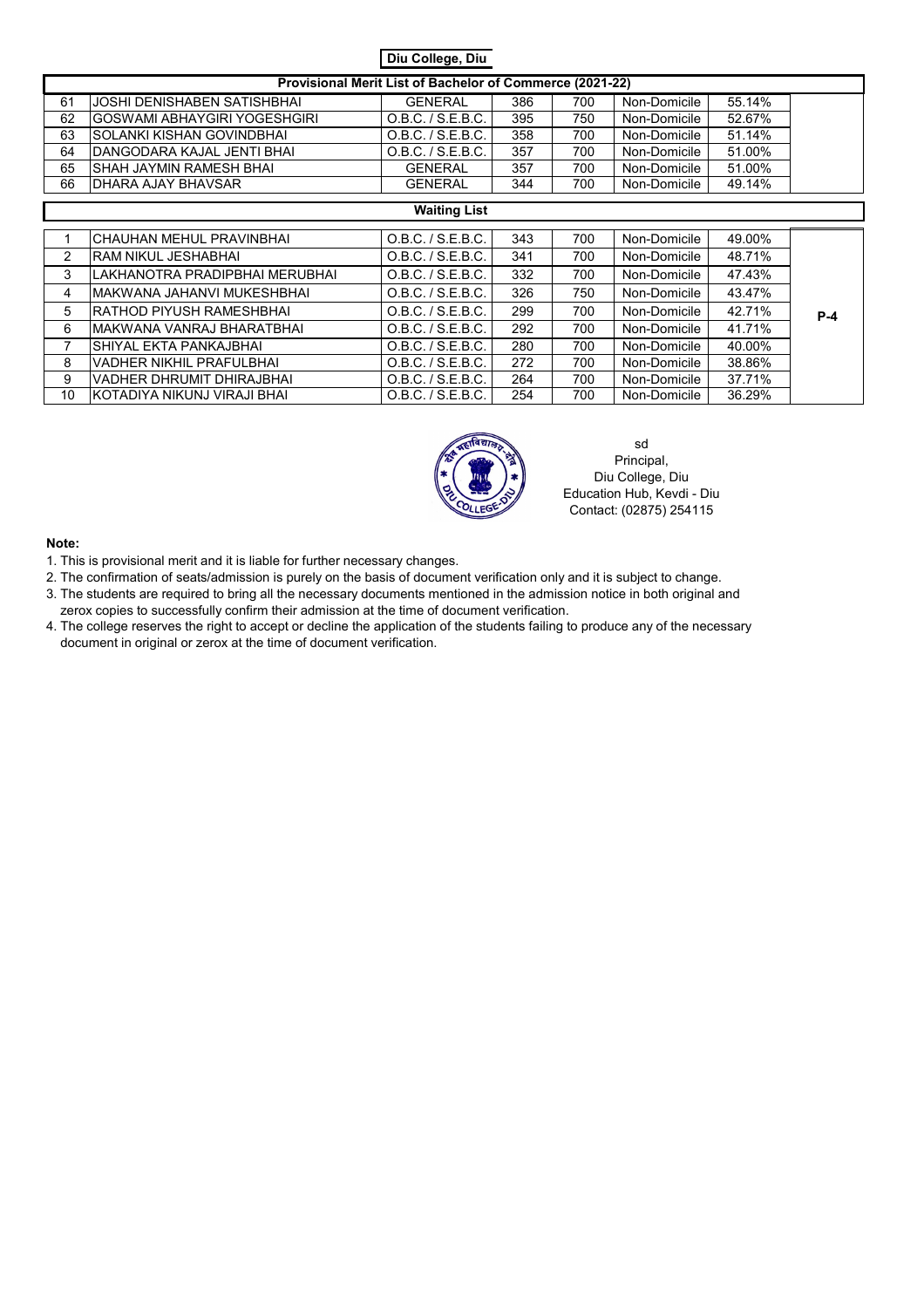**Diu College, Diu**

## Provisional Merit List of Bachelor of Commerce (2021-22)

| | | | | | | | |
|---|---|---|---|---|---|---|---|
| 61 | JOSHI DENISHABEN SATISHBHAI | GENERAL | 386 | 700 | Non-Domicile | 55.14% | |
| 62 | GOSWAMI ABHAYGIRI YOGESHGIRI | O.B.C. / S.E.B.C. | 395 | 750 | Non-Domicile | 52.67% | |
| 63 | SOLANKI KISHAN GOVINDBHAI | O.B.C. / S.E.B.C. | 358 | 700 | Non-Domicile | 51.14% | |
| 64 | DANGODARA KAJAL JENTI BHAI | O.B.C. / S.E.B.C. | 357 | 700 | Non-Domicile | 51.00% | |
| 65 | SHAH JAYMIN RAMESH BHAI | GENERAL | 357 | 700 | Non-Domicile | 51.00% | |
| 66 | DHARA AJAY BHAVSAR | GENERAL | 344 | 700 | Non-Domicile | 49.14% | |

## Waiting List

| | | | | | | | |
|---|---|---|---|---|---|---|---|
| 1 | CHAUHAN MEHUL PRAVINBHAI | O.B.C. / S.E.B.C. | 343 | 700 | Non-Domicile | 49.00% | P-4 |
| 2 | RAM NIKUL JESHABHAI | O.B.C. / S.E.B.C. | 341 | 700 | Non-Domicile | 48.71% | |
| 3 | LAKHANOTRA PRADIPBHAI MERUBHAI | O.B.C. / S.E.B.C. | 332 | 700 | Non-Domicile | 47.43% | |
| 4 | MAKWANA JAHANVI MUKESHBHAI | O.B.C. / S.E.B.C. | 326 | 750 | Non-Domicile | 43.47% | |
| 5 | RATHOD PIYUSH RAMESHBHAI | O.B.C. / S.E.B.C. | 299 | 700 | Non-Domicile | 42.71% | |
| 6 | MAKWANA VANRAJ BHARATBHAI | O.B.C. / S.E.B.C. | 292 | 700 | Non-Domicile | 41.71% | |
| 7 | SHIYAL EKTA PANKAJBHAI | O.B.C. / S.E.B.C. | 280 | 700 | Non-Domicile | 40.00% | |
| 8 | VADHER NIKHIL PRAFULBHAI | O.B.C. / S.E.B.C. | 272 | 700 | Non-Domicile | 38.86% | |
| 9 | VADHER DHRUMIT DHIRAJBHAI | O.B.C. / S.E.B.C. | 264 | 700 | Non-Domicile | 37.71% | |
| 10 | KOTADIYA NIKUNJ VIRAJI BHAI | O.B.C. / S.E.B.C. | 254 | 700 | Non-Domicile | 36.29% | |

sd
Principal,
Diu College, Diu
Education Hub, Kevdi - Diu
Contact: (02875) 254115

**Note:**

1. This is provisional merit and it is liable for further necessary changes.
2. The confirmation of seats/admission is purely on the basis of document verification only and it is subject to change.
3. The students are required to bring all the necessary documents mentioned in the admission notice in both original and zerox copies to successfully confirm their admission at the time of document verification.
4. The college reserves the right to accept or decline the application of the students failing to produce any of the necessary document in original or zerox at the time of document verification.